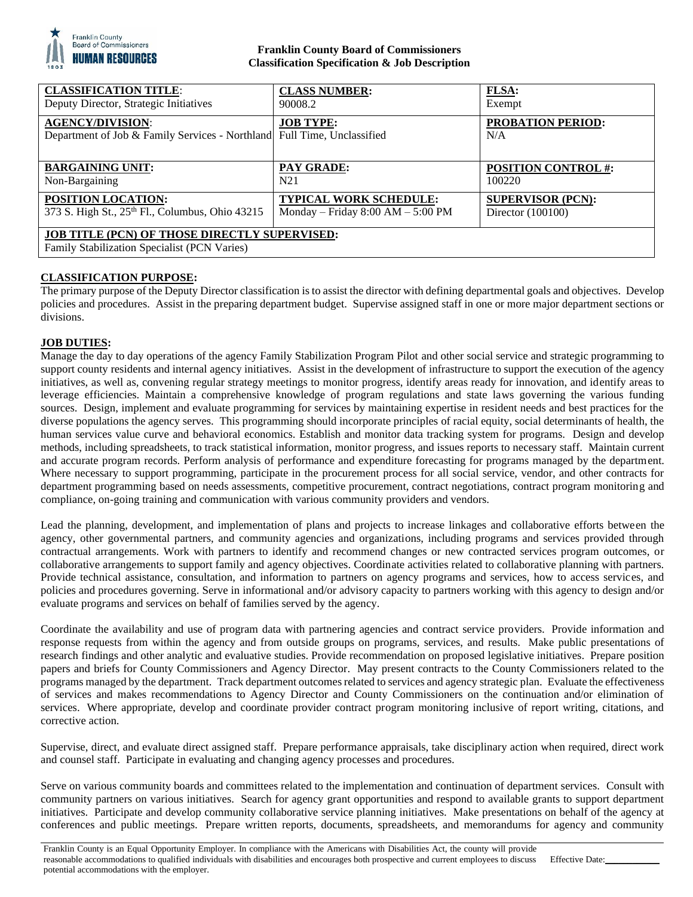**Franklin County Board of Commissioners**
**Classification Specification & Job Description**

| **CLASSIFICATION TITLE**: Deputy Director, Strategic Initiatives | **CLASS NUMBER:** 90008.2 | **FLSA:** Exempt |
|---|---|---|
| **AGENCY/DIVISION**: Department of Job & Family Services - Northland | **JOB TYPE:** Full Time, Unclassified | **PROBATION PERIOD:** N/A |
| **BARGAINING UNIT:** Non-Bargaining | **PAY GRADE:** N21 | **POSITION CONTROL #:** 100220 |
| **POSITION LOCATION:** 373 S. High St., 25th Fl., Columbus, Ohio 43215 | **TYPICAL WORK SCHEDULE:** Monday – Friday 8:00 AM – 5:00 PM | **SUPERVISOR (PCN):** Director (100100) |
| **JOB TITLE (PCN) OF THOSE DIRECTLY SUPERVISED:** Family Stabilization Specialist (PCN Varies) | | |

## CLASSIFICATION PURPOSE:

The primary purpose of the Deputy Director classification is to assist the director with defining departmental goals and objectives. Develop policies and procedures. Assist in the preparing department budget. Supervise assigned staff in one or more major department sections or divisions.

## JOB DUTIES:

Manage the day to day operations of the agency Family Stabilization Program Pilot and other social service and strategic programming to support county residents and internal agency initiatives. Assist in the development of infrastructure to support the execution of the agency initiatives, as well as, convening regular strategy meetings to monitor progress, identify areas ready for innovation, and identify areas to leverage efficiencies. Maintain a comprehensive knowledge of program regulations and state laws governing the various funding sources. Design, implement and evaluate programming for services by maintaining expertise in resident needs and best practices for the diverse populations the agency serves. This programming should incorporate principles of racial equity, social determinants of health, the human services value curve and behavioral economics. Establish and monitor data tracking system for programs. Design and develop methods, including spreadsheets, to track statistical information, monitor progress, and issues reports to necessary staff. Maintain current and accurate program records. Perform analysis of performance and expenditure forecasting for programs managed by the department. Where necessary to support programming, participate in the procurement process for all social service, vendor, and other contracts for department programming based on needs assessments, competitive procurement, contract negotiations, contract program monitoring and compliance, on-going training and communication with various community providers and vendors.

Lead the planning, development, and implementation of plans and projects to increase linkages and collaborative efforts between the agency, other governmental partners, and community agencies and organizations, including programs and services provided through contractual arrangements. Work with partners to identify and recommend changes or new contracted services program outcomes, or collaborative arrangements to support family and agency objectives. Coordinate activities related to collaborative planning with partners. Provide technical assistance, consultation, and information to partners on agency programs and services, how to access services, and policies and procedures governing. Serve in informational and/or advisory capacity to partners working with this agency to design and/or evaluate programs and services on behalf of families served by the agency.

Coordinate the availability and use of program data with partnering agencies and contract service providers. Provide information and response requests from within the agency and from outside groups on programs, services, and results. Make public presentations of research findings and other analytic and evaluative studies. Provide recommendation on proposed legislative initiatives. Prepare position papers and briefs for County Commissioners and Agency Director. May present contracts to the County Commissioners related to the programs managed by the department. Track department outcomes related to services and agency strategic plan. Evaluate the effectiveness of services and makes recommendations to Agency Director and County Commissioners on the continuation and/or elimination of services. Where appropriate, develop and coordinate provider contract program monitoring inclusive of report writing, citations, and corrective action.

Supervise, direct, and evaluate direct assigned staff. Prepare performance appraisals, take disciplinary action when required, direct work and counsel staff. Participate in evaluating and changing agency processes and procedures.

Serve on various community boards and committees related to the implementation and continuation of department services. Consult with community partners on various initiatives. Search for agency grant opportunities and respond to available grants to support department initiatives. Participate and develop community collaborative service planning initiatives. Make presentations on behalf of the agency at conferences and public meetings. Prepare written reports, documents, spreadsheets, and memorandums for agency and community

Franklin County is an Equal Opportunity Employer. In compliance with the Americans with Disabilities Act, the county will provide reasonable accommodations to qualified individuals with disabilities and encourages both prospective and current employees to discuss potential accommodations with the employer.

Effective Date:___________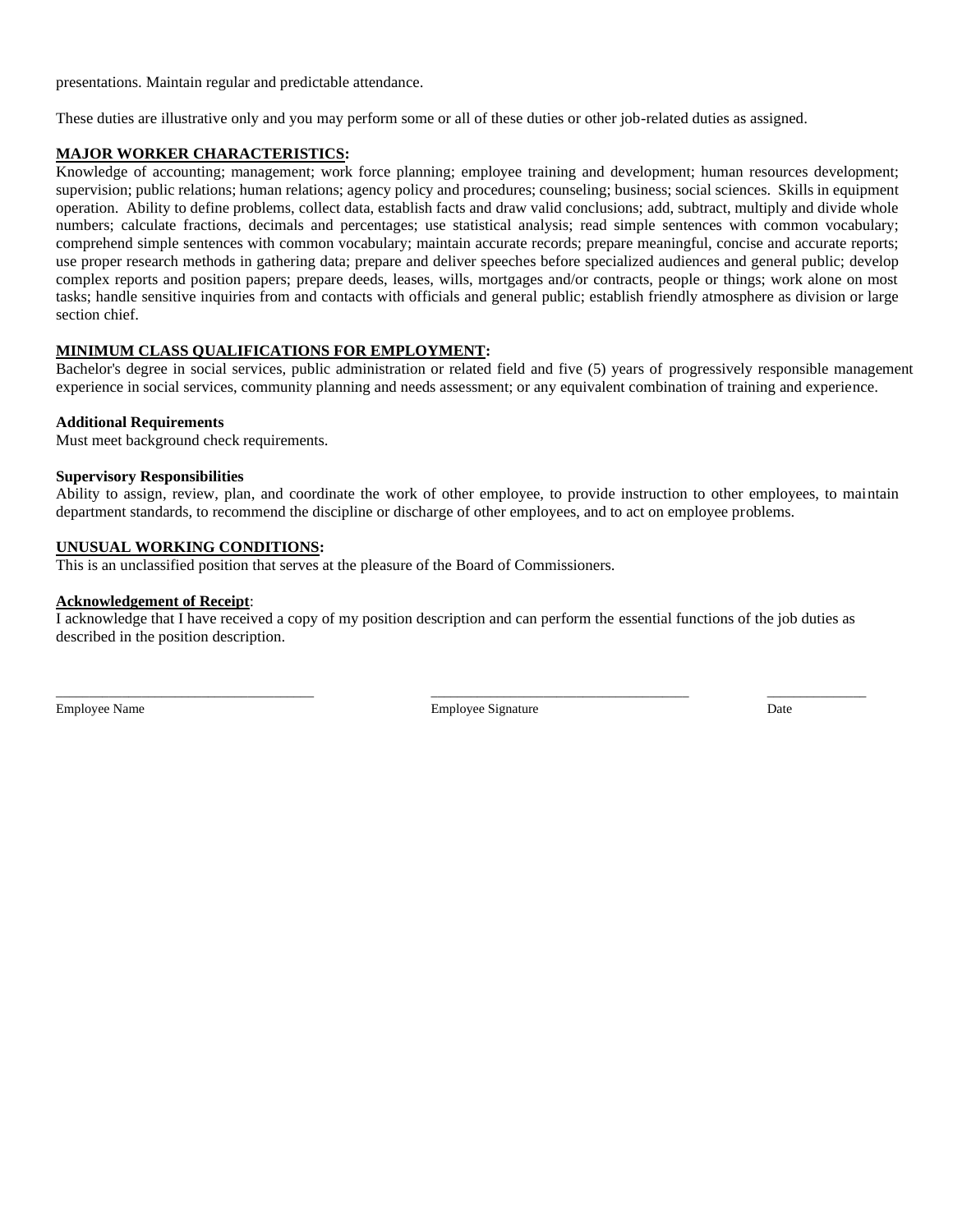presentations. Maintain regular and predictable attendance.

These duties are illustrative only and you may perform some or all of these duties or other job-related duties as assigned.

**MAJOR WORKER CHARACTERISTICS:**

Knowledge of accounting; management; work force planning; employee training and development; human resources development; supervision; public relations; human relations; agency policy and procedures; counseling; business; social sciences. Skills in equipment operation. Ability to define problems, collect data, establish facts and draw valid conclusions; add, subtract, multiply and divide whole numbers; calculate fractions, decimals and percentages; use statistical analysis; read simple sentences with common vocabulary; comprehend simple sentences with common vocabulary; maintain accurate records; prepare meaningful, concise and accurate reports; use proper research methods in gathering data; prepare and deliver speeches before specialized audiences and general public; develop complex reports and position papers; prepare deeds, leases, wills, mortgages and/or contracts, people or things; work alone on most tasks; handle sensitive inquiries from and contacts with officials and general public; establish friendly atmosphere as division or large section chief.

**MINIMUM CLASS QUALIFICATIONS FOR EMPLOYMENT:**

Bachelor's degree in social services, public administration or related field and five (5) years of progressively responsible management experience in social services, community planning and needs assessment; or any equivalent combination of training and experience.

**Additional Requirements**

Must meet background check requirements.

**Supervisory Responsibilities**

Ability to assign, review, plan, and coordinate the work of other employee, to provide instruction to other employees, to maintain department standards, to recommend the discipline or discharge of other employees, and to act on employee problems.

**UNUSUAL WORKING CONDITIONS:**

This is an unclassified position that serves at the pleasure of the Board of Commissioners.

**Acknowledgement of Receipt**:

I acknowledge that I have received a copy of my position description and can perform the essential functions of the job duties as described in the position description.

\_\_\_\_\_\_\_\_\_\_\_\_\_\_\_\_\_\_\_\_\_\_\_\_\_\_\_\_\_\_\_\_\_\_\_\_\_\_ \_\_\_\_\_\_\_\_\_\_\_\_\_\_\_\_\_\_\_\_\_\_\_\_\_\_\_\_\_\_\_\_\_\_\_\_\_\_ \_\_\_\_\_\_\_\_\_\_\_\_\_\_\_

Employee Name Employee Signature Date